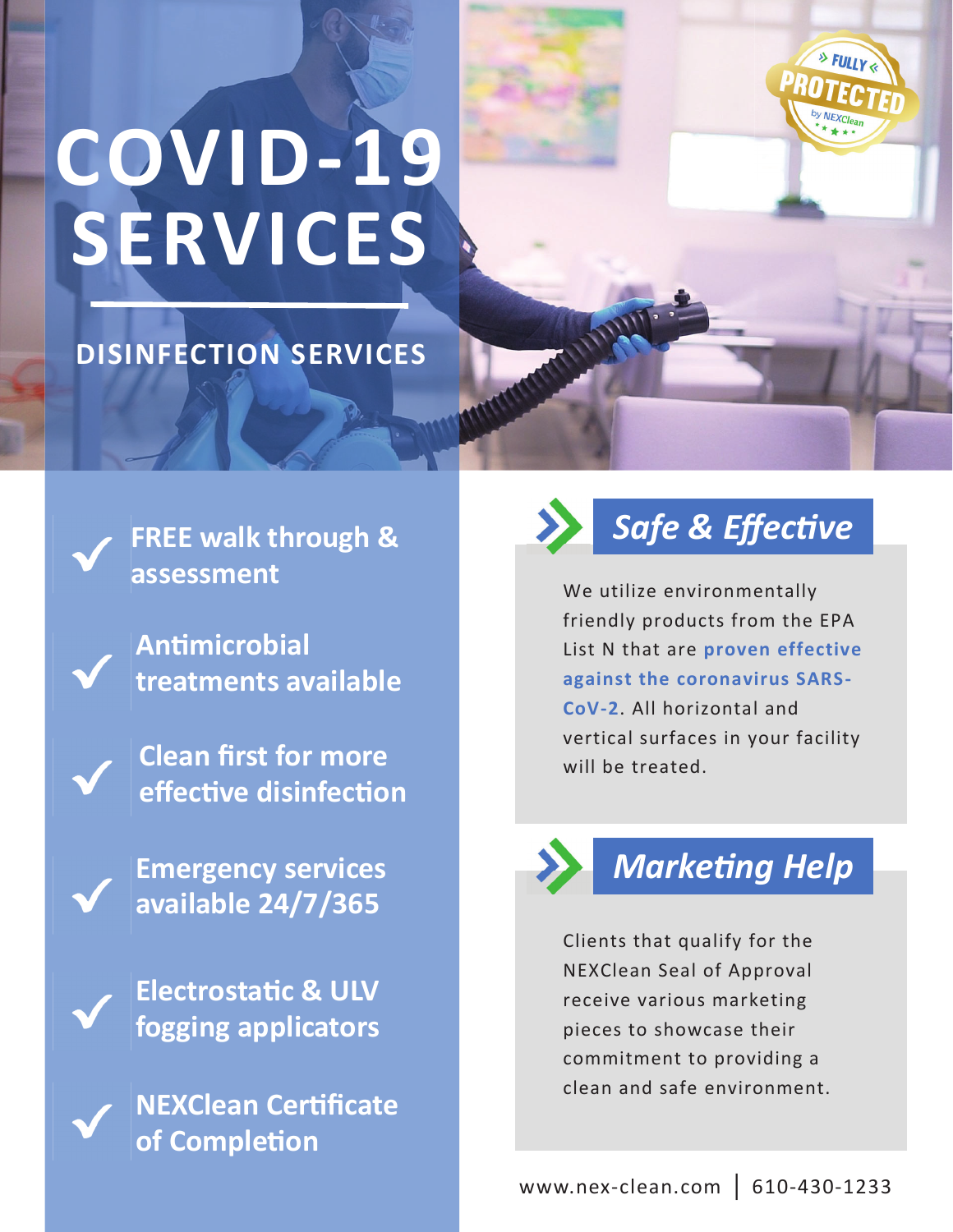# COVID-19 SERVICES

## DISINFECTION SERVICES

FULLY PROTECTED by NEXClean

- **FREE walk through & assessment**
- **Antimicrobial treatments available**
- **Clean first for more effective disinfection**
- **Emergency services available 24/7/365**
- **Electrostatic & ULV fogging applicators**
- **NEXClean Certificate of Completion**

### *Safe & Effective*

We utilize environmentally friendly products from the EPA List N that are **proven effective against the coronavirus SARS-CoV-2**. All horizontal and vertical surfaces in your facility will be treated.

### *Marketing Help*

Clients that qualify for the NEXClean Seal of Approval receive various marketing pieces to showcase their commitment to providing a clean and safe environment.

www.nex-clean.com | 610-430-1233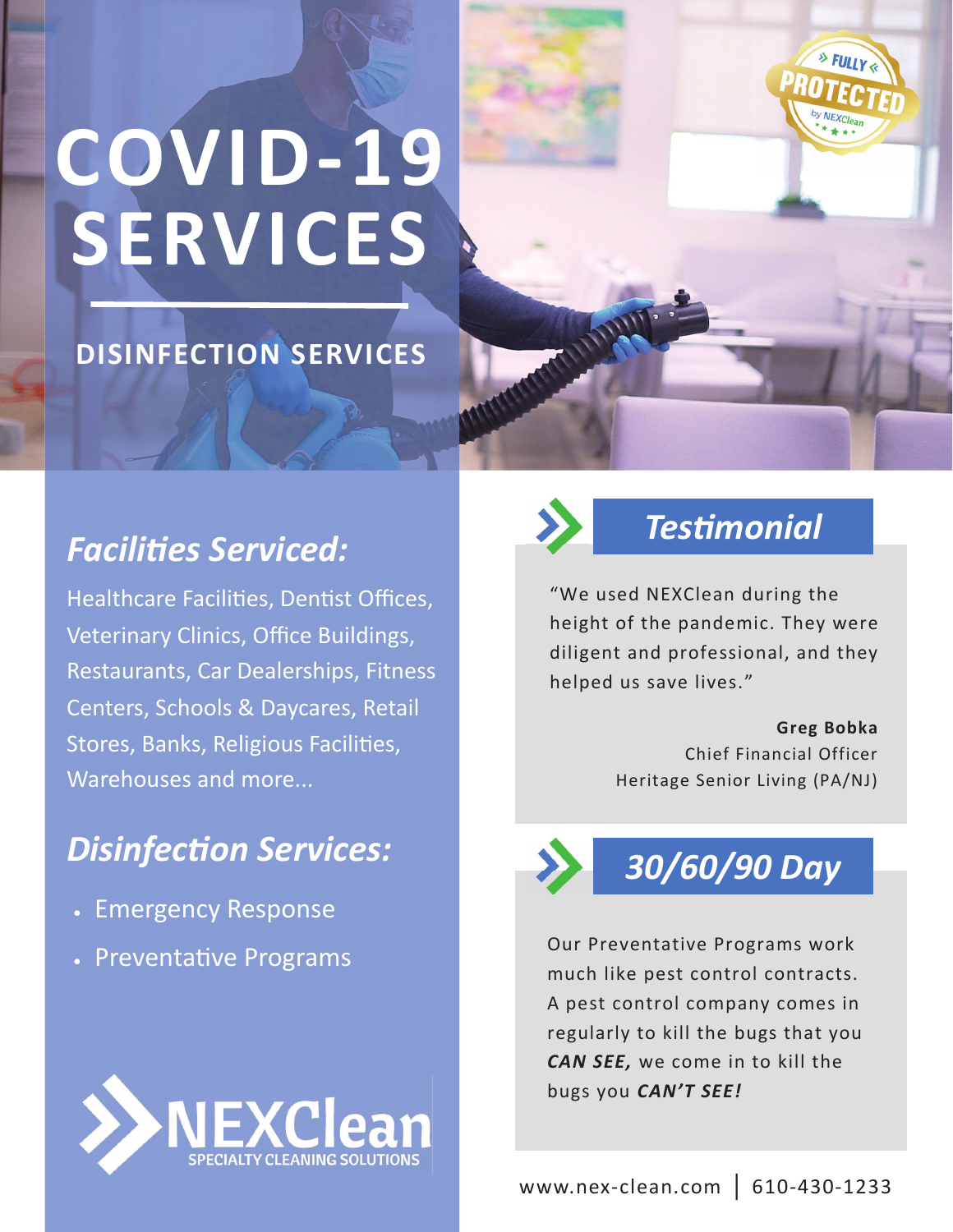# COVID-19 SERVICES

## DISINFECTION SERVICES

FULLY PROTECTED by NEXClean

### *Facilities Serviced:*

Healthcare Facilities, Dentist Offices, Veterinary Clinics, Office Buildings, Restaurants, Car Dealerships, Fitness Centers, Schools & Daycares, Retail Stores, Banks, Religious Facilities, Warehouses and more...

### *Disinfection Services:*

- Emergency Response
- Preventative Programs

NEXClean SPECIALTY CLEANING SOLUTIONS

### *Testimonial*

"We used NEXClean during the height of the pandemic. They were diligent and professional, and they helped us save lives."

**Greg Bobka**
Chief Financial Officer
Heritage Senior Living (PA/NJ)

### *30/60/90 Day*

Our Preventative Programs work much like pest control contracts. A pest control company comes in regularly to kill the bugs that you ***CAN SEE,*** we come in to kill the bugs you ***CAN'T SEE!***

www.nex-clean.com | 610-430-1233